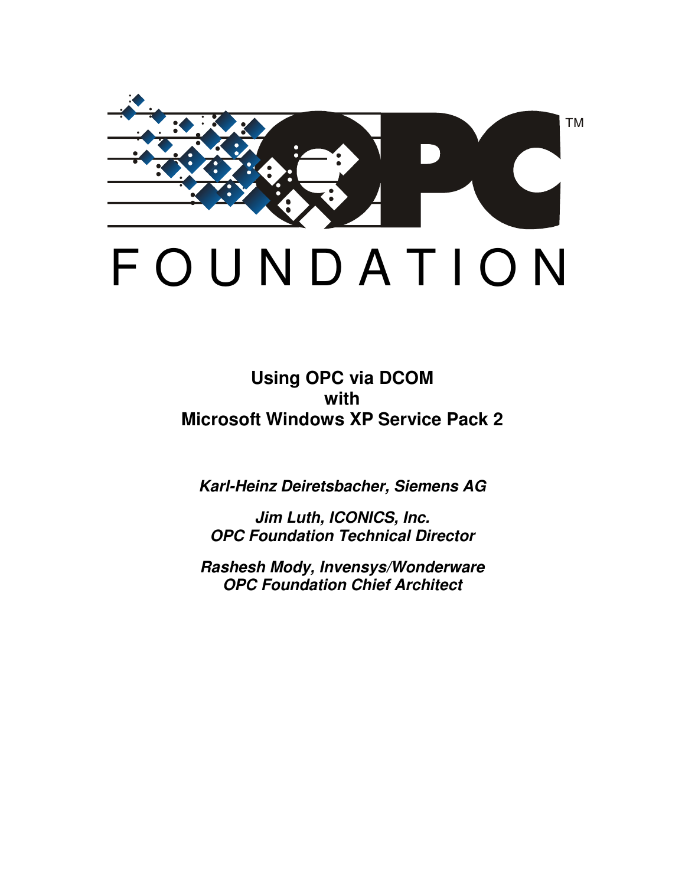OPC™

FOUNDATION

# Using OPC via DCOM with Microsoft Windows XP Service Pack 2

***Karl-Heinz Deiretsbacher, Siemens AG***

***Jim Luth, ICONICS, Inc.***
***OPC Foundation Technical Director***

***Rashesh Mody, Invensys/Wonderware***
***OPC Foundation Chief Architect***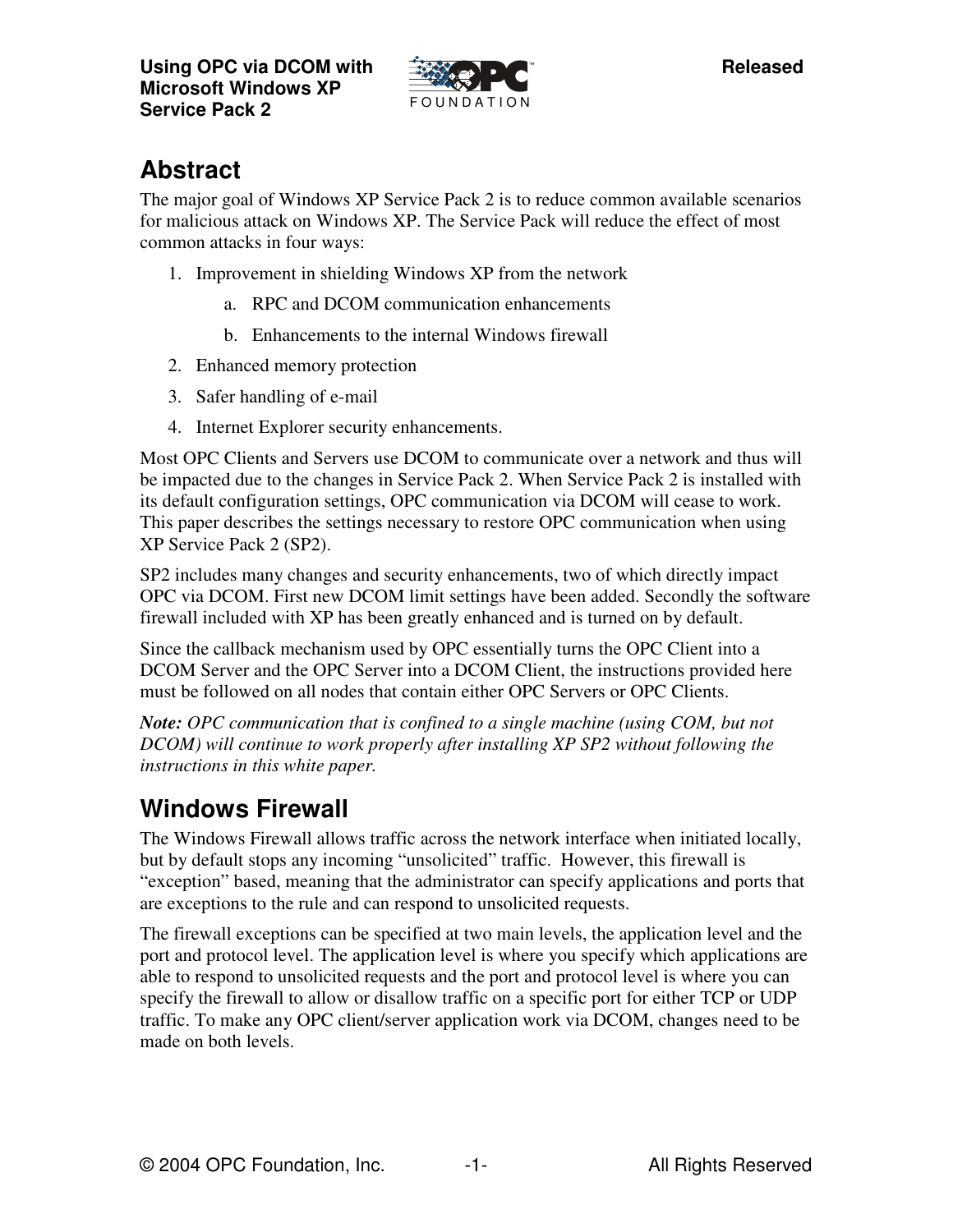## Abstract

The major goal of Windows XP Service Pack 2 is to reduce common available scenarios for malicious attack on Windows XP. The Service Pack will reduce the effect of most common attacks in four ways:

1. Improvement in shielding Windows XP from the network
    a. RPC and DCOM communication enhancements
    b. Enhancements to the internal Windows firewall
2. Enhanced memory protection
3. Safer handling of e-mail
4. Internet Explorer security enhancements.

Most OPC Clients and Servers use DCOM to communicate over a network and thus will be impacted due to the changes in Service Pack 2. When Service Pack 2 is installed with its default configuration settings, OPC communication via DCOM will cease to work. This paper describes the settings necessary to restore OPC communication when using XP Service Pack 2 (SP2).

SP2 includes many changes and security enhancements, two of which directly impact OPC via DCOM. First new DCOM limit settings have been added. Secondly the software firewall included with XP has been greatly enhanced and is turned on by default.

Since the callback mechanism used by OPC essentially turns the OPC Client into a DCOM Server and the OPC Server into a DCOM Client, the instructions provided here must be followed on all nodes that contain either OPC Servers or OPC Clients.

***Note:*** *OPC communication that is confined to a single machine (using COM, but not DCOM) will continue to work properly after installing XP SP2 without following the instructions in this white paper.*

## Windows Firewall

The Windows Firewall allows traffic across the network interface when initiated locally, but by default stops any incoming "unsolicited" traffic. However, this firewall is "exception" based, meaning that the administrator can specify applications and ports that are exceptions to the rule and can respond to unsolicited requests.

The firewall exceptions can be specified at two main levels, the application level and the port and protocol level. The application level is where you specify which applications are able to respond to unsolicited requests and the port and protocol level is where you can specify the firewall to allow or disallow traffic on a specific port for either TCP or UDP traffic. To make any OPC client/server application work via DCOM, changes need to be made on both levels.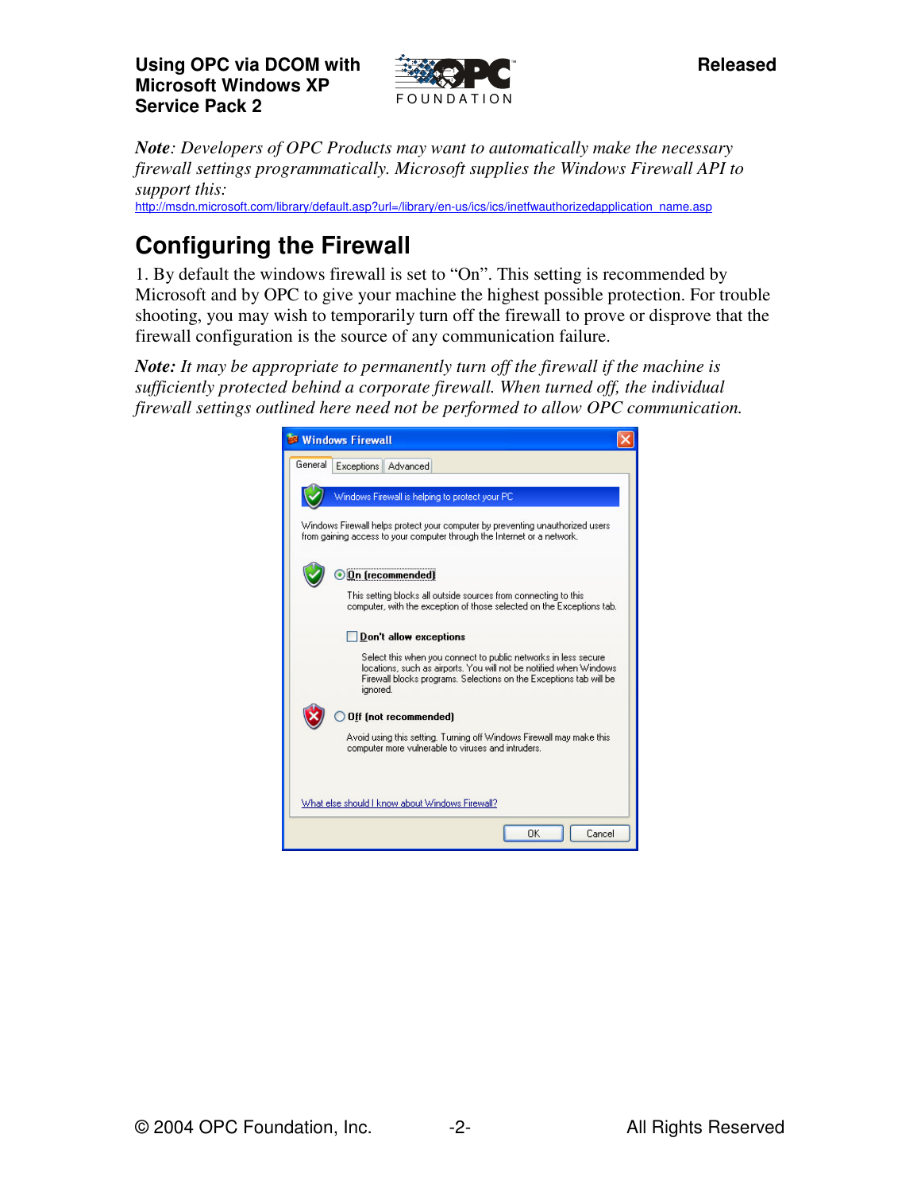*Note: Developers of OPC Products may want to automatically make the necessary firewall settings programmatically. Microsoft supplies the Windows Firewall API to support this:*
http://msdn.microsoft.com/library/default.asp?url=/library/en-us/ics/ics/inetfwauthorizedapplication_name.asp

## Configuring the Firewall

1. By default the windows firewall is set to "On". This setting is recommended by Microsoft and by OPC to give your machine the highest possible protection. For trouble shooting, you may wish to temporarily turn off the firewall to prove or disprove that the firewall configuration is the source of any communication failure.

***Note:*** *It may be appropriate to permanently turn off the firewall if the machine is sufficiently protected behind a corporate firewall. When turned off, the individual firewall settings outlined here need not be performed to allow OPC communication.*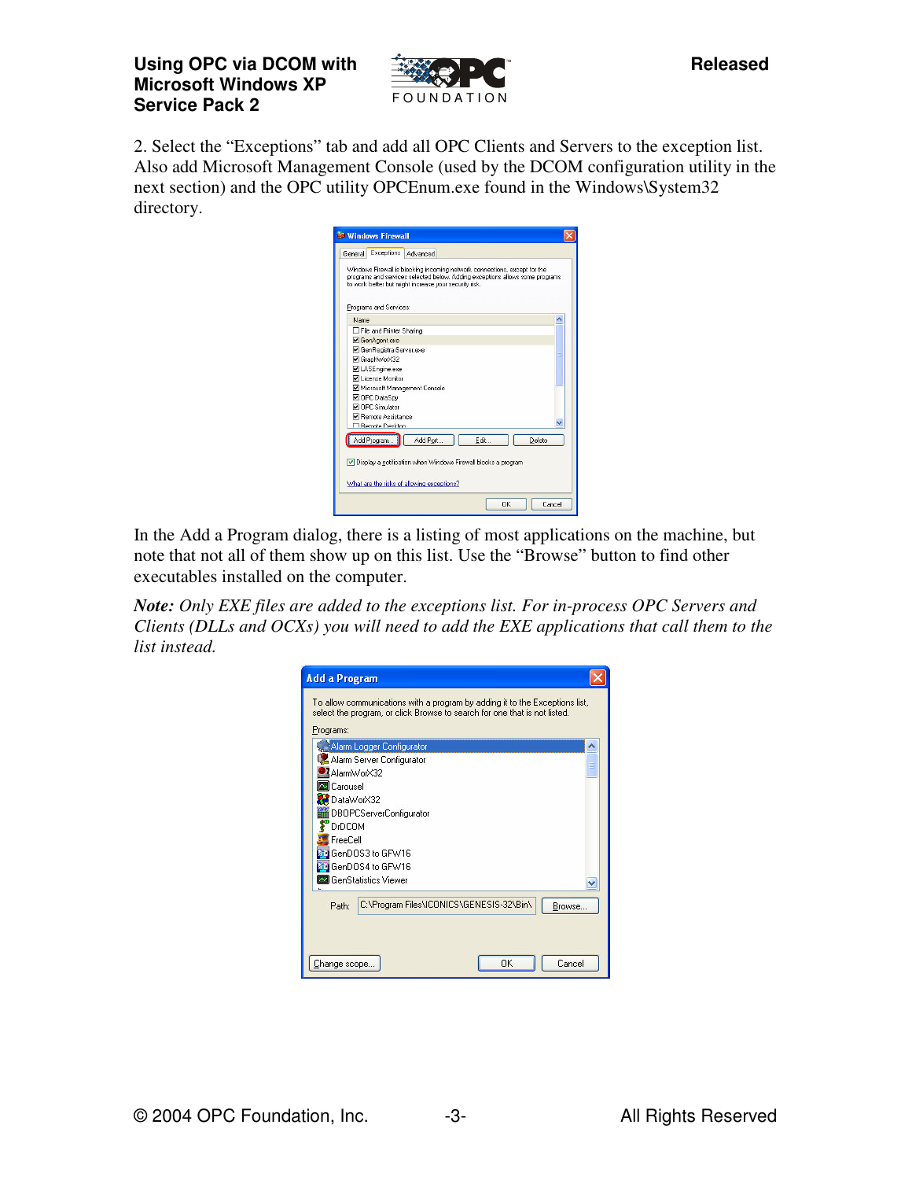2. Select the "Exceptions" tab and add all OPC Clients and Servers to the exception list. Also add Microsoft Management Console (used by the DCOM configuration utility in the next section) and the OPC utility OPCEnum.exe found in the Windows\System32 directory.

In the Add a Program dialog, there is a listing of most applications on the machine, but note that not all of them show up on this list. Use the "Browse" button to find other executables installed on the computer.

***Note:*** *Only EXE files are added to the exceptions list. For in-process OPC Servers and Clients (DLLs and OCXs) you will need to add the EXE applications that call them to the list instead.*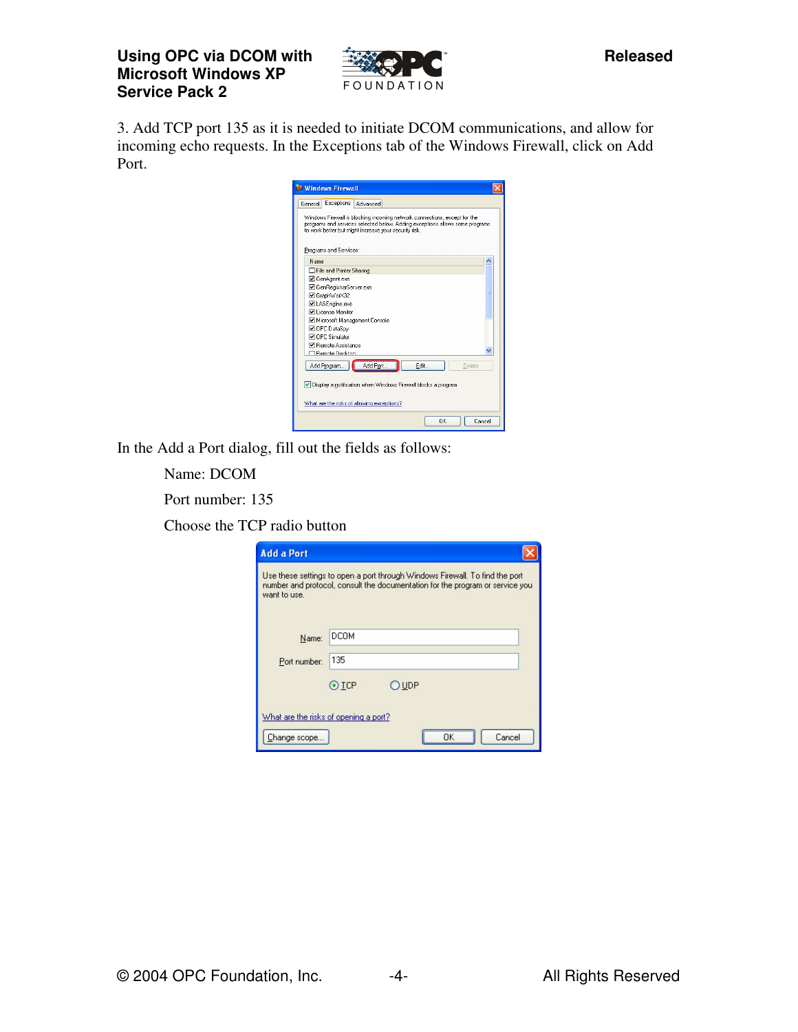3. Add TCP port 135 as it is needed to initiate DCOM communications, and allow for incoming echo requests. In the Exceptions tab of the Windows Firewall, click on Add Port.

In the Add a Port dialog, fill out the fields as follows:

Name: DCOM

Port number: 135

Choose the TCP radio button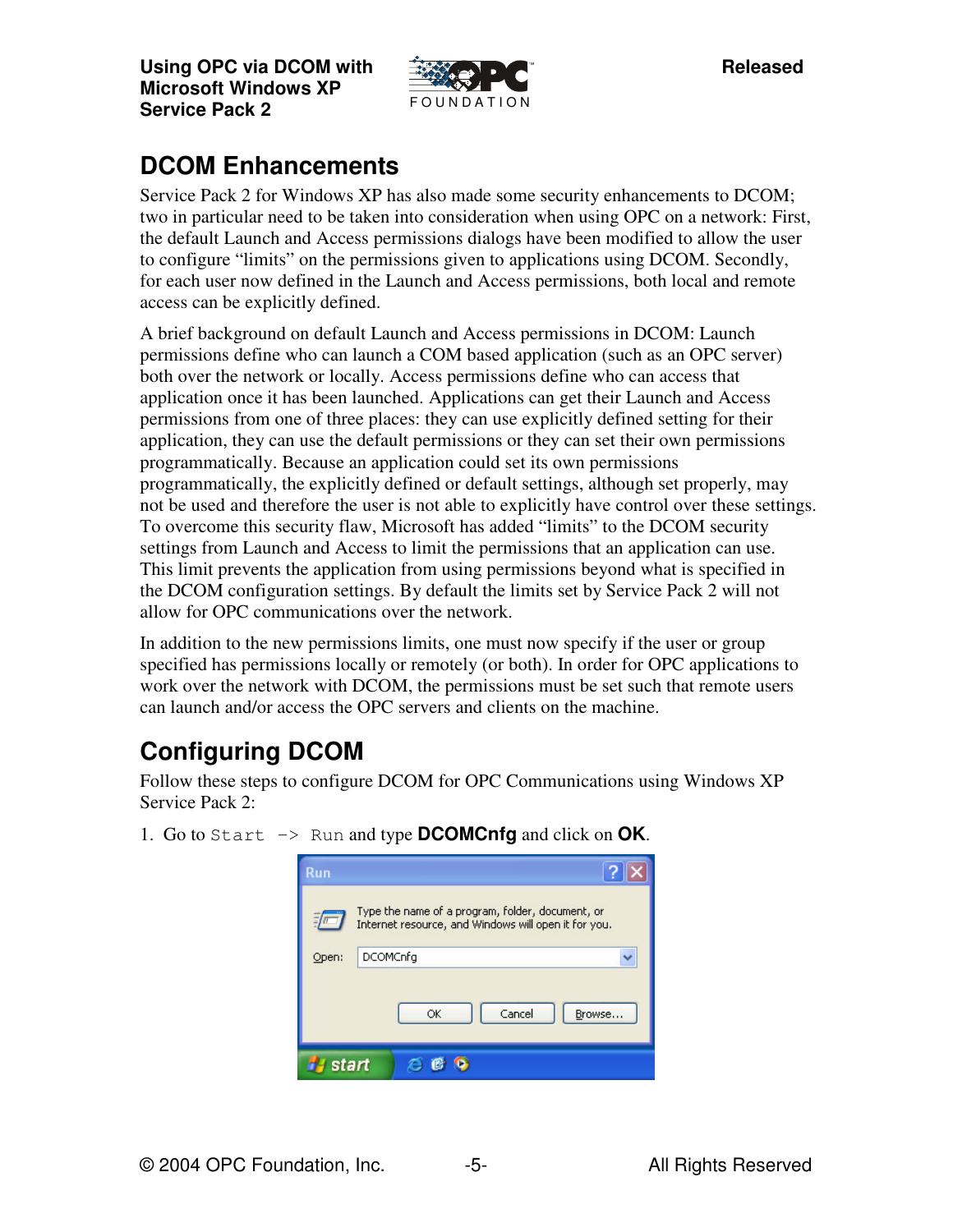## DCOM Enhancements

Service Pack 2 for Windows XP has also made some security enhancements to DCOM; two in particular need to be taken into consideration when using OPC on a network: First, the default Launch and Access permissions dialogs have been modified to allow the user to configure "limits" on the permissions given to applications using DCOM. Secondly, for each user now defined in the Launch and Access permissions, both local and remote access can be explicitly defined.

A brief background on default Launch and Access permissions in DCOM: Launch permissions define who can launch a COM based application (such as an OPC server) both over the network or locally. Access permissions define who can access that application once it has been launched. Applications can get their Launch and Access permissions from one of three places: they can use explicitly defined setting for their application, they can use the default permissions or they can set their own permissions programmatically. Because an application could set its own permissions programmatically, the explicitly defined or default settings, although set properly, may not be used and therefore the user is not able to explicitly have control over these settings. To overcome this security flaw, Microsoft has added "limits" to the DCOM security settings from Launch and Access to limit the permissions that an application can use. This limit prevents the application from using permissions beyond what is specified in the DCOM configuration settings. By default the limits set by Service Pack 2 will not allow for OPC communications over the network.

In addition to the new permissions limits, one must now specify if the user or group specified has permissions locally or remotely (or both). In order for OPC applications to work over the network with DCOM, the permissions must be set such that remote users can launch and/or access the OPC servers and clients on the machine.

## Configuring DCOM

Follow these steps to configure DCOM for OPC Communications using Windows XP Service Pack 2:

1. Go to `Start -> Run` and type **DCOMCnfg** and click on **OK**.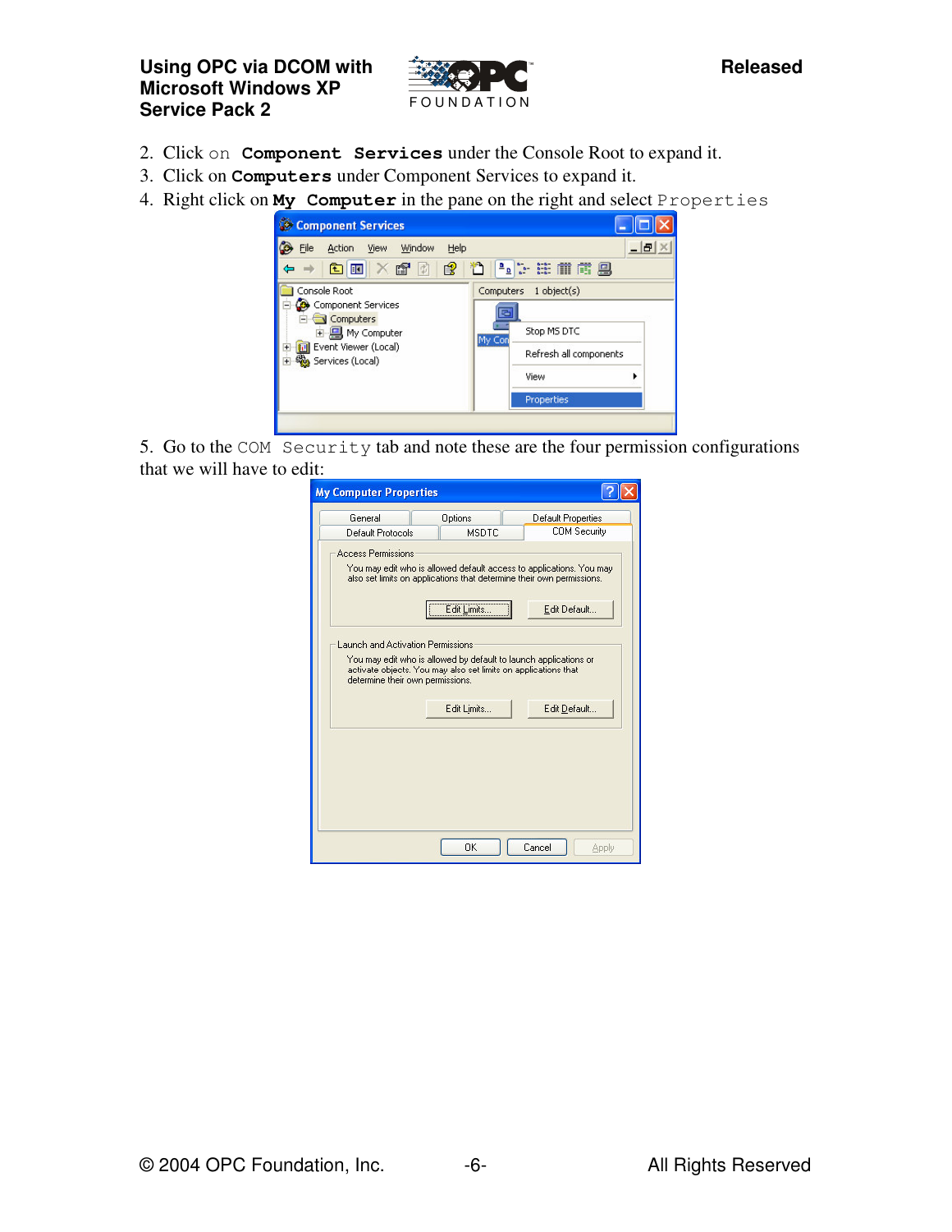2. Click on **Component Services** under the Console Root to expand it.
3. Click on **Computers** under Component Services to expand it.
4. Right click on **My Computer** in the pane on the right and select `Properties`

5. Go to the `COM Security` tab and note these are the four permission configurations that we will have to edit: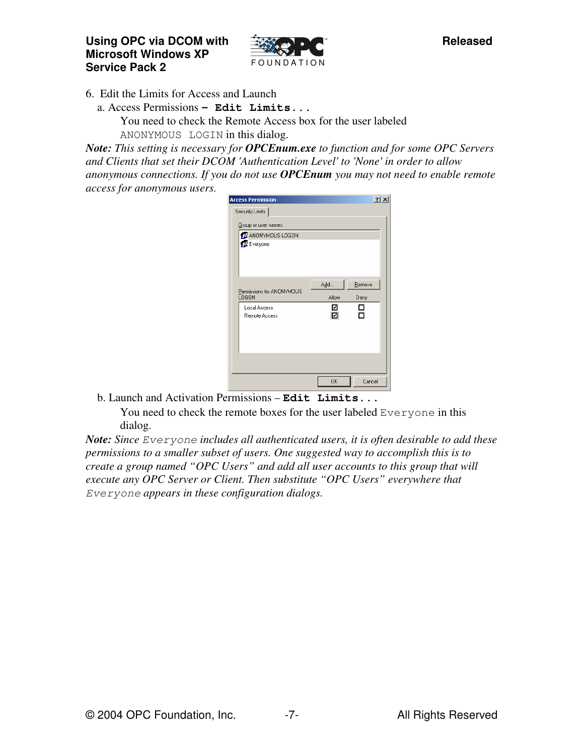6. Edit the Limits for Access and Launch

   a. Access Permissions **– `Edit Limits...`**

      You need to check the Remote Access box for the user labeled `ANONYMOUS LOGIN` in this dialog.

***Note:*** *This setting is necessary for* ***OPCEnum.exe*** *to function and for some OPC Servers and Clients that set their DCOM 'Authentication Level' to 'None' in order to allow anonymous connections. If you do not use* ***OPCEnum*** *you may not need to enable remote access for anonymous users.*

   b. Launch and Activation Permissions – **`Edit Limits...`**

      You need to check the remote boxes for the user labeled `Everyone` in this dialog.

***Note:*** *Since `Everyone` includes all authenticated users, it is often desirable to add these permissions to a smaller subset of users. One suggested way to accomplish this is to create a group named "OPC Users" and add all user accounts to this group that will execute any OPC Server or Client. Then substitute "OPC Users" everywhere that `Everyone` appears in these configuration dialogs.*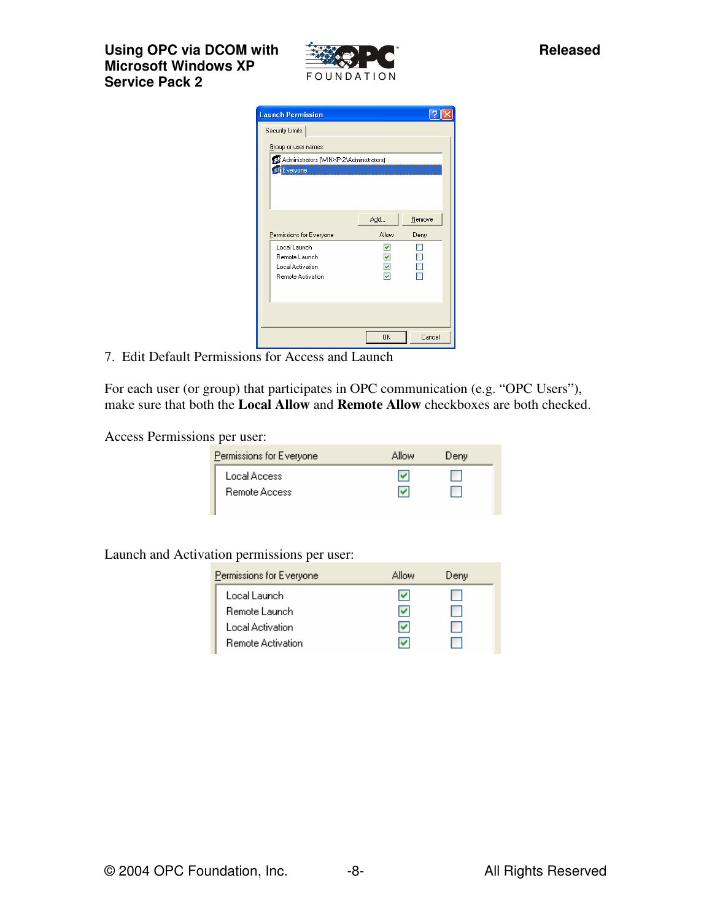7. Edit Default Permissions for Access and Launch

For each user (or group) that participates in OPC communication (e.g. “OPC Users”), make sure that both the **Local Allow** and **Remote Allow** checkboxes are both checked.

Access Permissions per user:

| Permissions for Everyone | Allow | Deny |
|---|---|---|
| Local Access | ☑ | ☐ |
| Remote Access | ☑ | ☐ |

Launch and Activation permissions per user:

| Permissions for Everyone | Allow | Deny |
|---|---|---|
| Local Launch | ☑ | ☐ |
| Remote Launch | ☑ | ☐ |
| Local Activation | ☑ | ☐ |
| Remote Activation | ☑ | ☐ |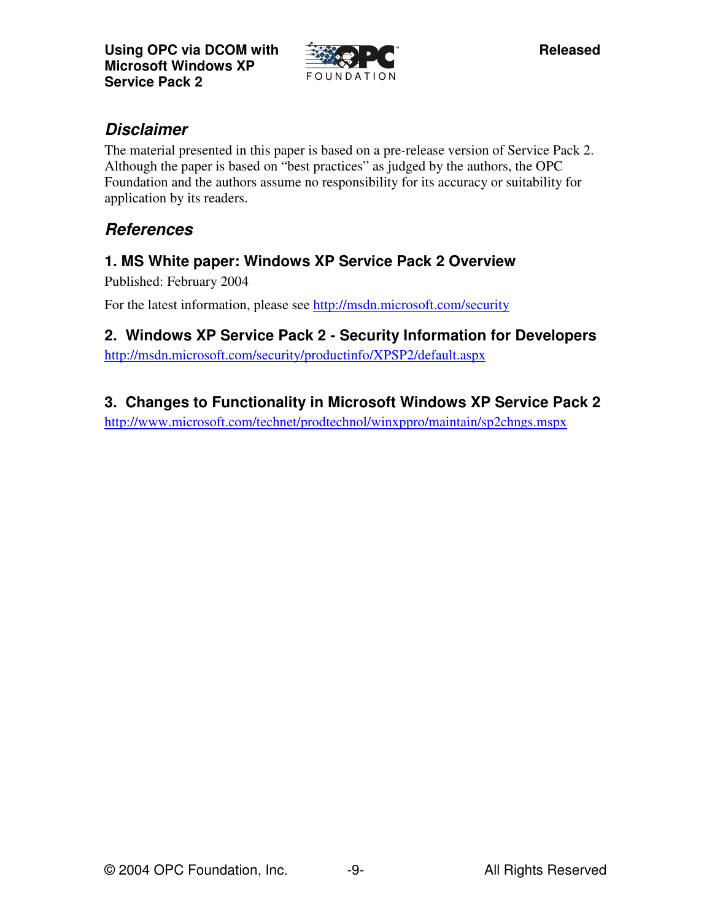## Disclaimer

The material presented in this paper is based on a pre-release version of Service Pack 2. Although the paper is based on "best practices" as judged by the authors, the OPC Foundation and the authors assume no responsibility for its accuracy or suitability for application by its readers.

## References

### 1. MS White paper: Windows XP Service Pack 2 Overview

Published: February 2004

For the latest information, please see http://msdn.microsoft.com/security

### 2. Windows XP Service Pack 2 - Security Information for Developers

http://msdn.microsoft.com/security/productinfo/XPSP2/default.aspx

### 3. Changes to Functionality in Microsoft Windows XP Service Pack 2

http://www.microsoft.com/technet/prodtechnol/winxppro/maintain/sp2chngs.mspx